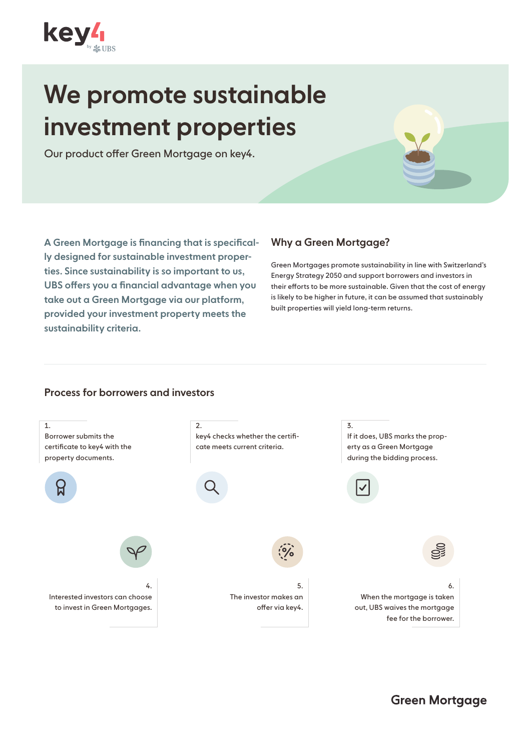key4 by UBS

# We promote sustainable investment properties

Our product offer Green Mortgage on key4.

**A Green Mortgage is financing that is specifically designed for sustainable investment properties. Since sustainability is so important to us, UBS offers you a financial advantage when you take out a Green Mortgage via our platform, provided your investment property meets the sustainability criteria.**

## Why a Green Mortgage?

Green Mortgages promote sustainability in line with Switzerland's Energy Strategy 2050 and support borrowers and investors in their efforts to be more sustainable. Given that the cost of energy is likely to be higher in future, it can be assumed that sustainably built properties will yield long-term returns.

## Process for borrowers and investors

1. Borrower submits the certificate to key4 with the property documents.
2. key4 checks whether the certificate meets current criteria.
3. If it does, UBS marks the property as a Green Mortgage during the bidding process.
4. Interested investors can choose to invest in Green Mortgages.
5. The investor makes an offer via key4.
6. When the mortgage is taken out, UBS waives the mortgage fee for the borrower.

Green Mortgage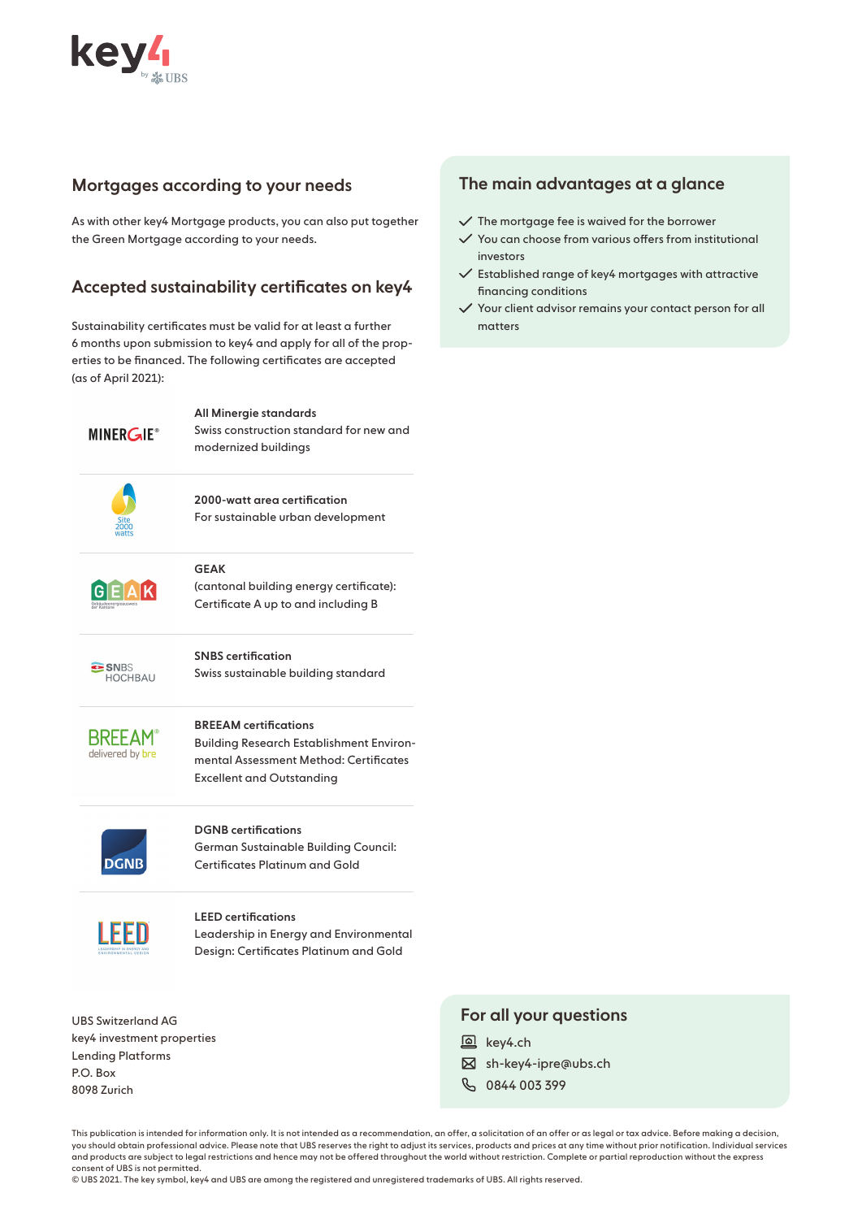## Mortgages according to your needs

As with other key4 Mortgage products, you can also put together the Green Mortgage according to your needs.

## Accepted sustainability certificates on key4

Sustainability certificates must be valid for at least a further 6 months upon submission to key4 and apply for all of the properties to be financed. The following certificates are accepted (as of April 2021):

**All Minergie standards**
Swiss construction standard for new and modernized buildings

**2000-watt area certification**
For sustainable urban development

**GEAK**
(cantonal building energy certificate):
Certificate A up to and including B

**SNBS certification**
Swiss sustainable building standard

**BREEAM certifications**
Building Research Establishment Environmental Assessment Method: Certificates Excellent and Outstanding

**DGNB certifications**
German Sustainable Building Council: Certificates Platinum and Gold

**LEED certifications**
Leadership in Energy and Environmental Design: Certificates Platinum and Gold

## The main advantages at a glance

- ✓ The mortgage fee is waived for the borrower
- ✓ You can choose from various offers from institutional investors
- ✓ Established range of key4 mortgages with attractive financing conditions
- ✓ Your client advisor remains your contact person for all matters

UBS Switzerland AG
key4 investment properties
Lending Platforms
P.O. Box
8098 Zurich

## For all your questions

key4.ch
sh-key4-ipre@ubs.ch
0844 003 399

This publication is intended for information only. It is not intended as a recommendation, an offer, a solicitation of an offer or as legal or tax advice. Before making a decision, you should obtain professional advice. Please note that UBS reserves the right to adjust its services, products and prices at any time without prior notification. Individual services and products are subject to legal restrictions and hence may not be offered throughout the world without restriction. Complete or partial reproduction without the express consent of UBS is not permitted.
© UBS 2021. The key symbol, key4 and UBS are among the registered and unregistered trademarks of UBS. All rights reserved.